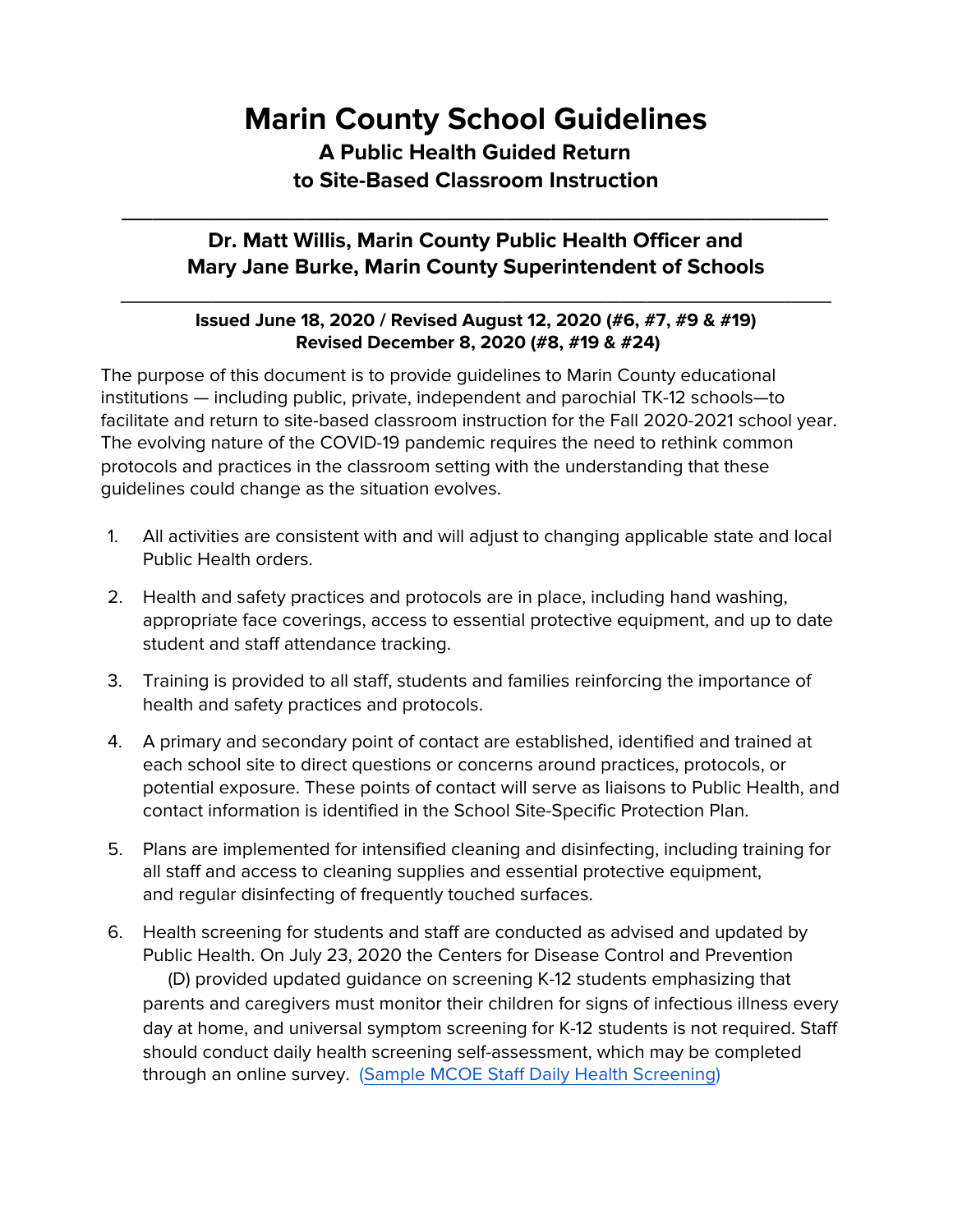# Marin County School Guidelines

## A Public Health Guided Return to Site-Based Classroom Instruction

---

### Dr. Matt Willis, Marin County Public Health Officer and Mary Jane Burke, Marin County Superintendent of Schools

---

**Issued June 18, 2020 / Revised August 12, 2020 (#6, #7, #9 & #19)**
**Revised December 8, 2020 (#8, #19 & #24)**

The purpose of this document is to provide guidelines to Marin County educational institutions — including public, private, independent and parochial TK-12 schools—to facilitate and return to site-based classroom instruction for the Fall 2020-2021 school year. The evolving nature of the COVID-19 pandemic requires the need to rethink common protocols and practices in the classroom setting with the understanding that these guidelines could change as the situation evolves.

1. All activities are consistent with and will adjust to changing applicable state and local Public Health orders.
2. Health and safety practices and protocols are in place, including hand washing, appropriate face coverings, access to essential protective equipment, and up to date student and staff attendance tracking.
3. Training is provided to all staff, students and families reinforcing the importance of health and safety practices and protocols.
4. A primary and secondary point of contact are established, identified and trained at each school site to direct questions or concerns around practices, protocols, or potential exposure. These points of contact will serve as liaisons to Public Health, and contact information is identified in the School Site-Specific Protection Plan.
5. Plans are implemented for intensified cleaning and disinfecting, including training for all staff and access to cleaning supplies and essential protective equipment, and regular disinfecting of frequently touched surfaces.
6. Health screening for students and staff are conducted as advised and updated by Public Health. On July 23, 2020 the Centers for Disease Control and Prevention (D) provided updated guidance on screening K-12 students emphasizing that parents and caregivers must monitor their children for signs of infectious illness every day at home, and universal symptom screening for K-12 students is not required. Staff should conduct daily health screening self-assessment, which may be completed through an online survey. (Sample MCOE Staff Daily Health Screening)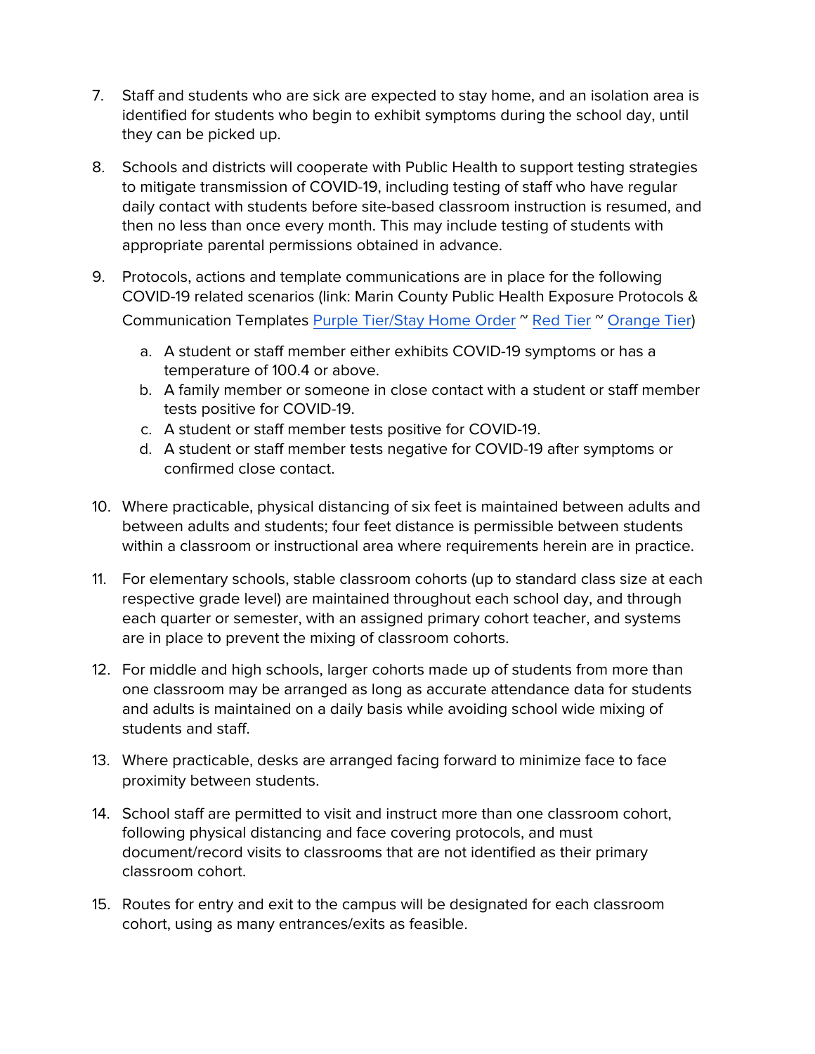7. Staff and students who are sick are expected to stay home, and an isolation area is identified for students who begin to exhibit symptoms during the school day, until they can be picked up.

8. Schools and districts will cooperate with Public Health to support testing strategies to mitigate transmission of COVID-19, including testing of staff who have regular daily contact with students before site-based classroom instruction is resumed, and then no less than once every month. This may include testing of students with appropriate parental permissions obtained in advance.

9. Protocols, actions and template communications are in place for the following COVID-19 related scenarios (link: Marin County Public Health Exposure Protocols & Communication Templates Purple Tier/Stay Home Order ~ Red Tier ~ Orange Tier)

    a. A student or staff member either exhibits COVID-19 symptoms or has a temperature of 100.4 or above.
    b. A family member or someone in close contact with a student or staff member tests positive for COVID-19.
    c. A student or staff member tests positive for COVID-19.
    d. A student or staff member tests negative for COVID-19 after symptoms or confirmed close contact.

10. Where practicable, physical distancing of six feet is maintained between adults and between adults and students; four feet distance is permissible between students within a classroom or instructional area where requirements herein are in practice.

11. For elementary schools, stable classroom cohorts (up to standard class size at each respective grade level) are maintained throughout each school day, and through each quarter or semester, with an assigned primary cohort teacher, and systems are in place to prevent the mixing of classroom cohorts.

12. For middle and high schools, larger cohorts made up of students from more than one classroom may be arranged as long as accurate attendance data for students and adults is maintained on a daily basis while avoiding school wide mixing of students and staff.

13. Where practicable, desks are arranged facing forward to minimize face to face proximity between students.

14. School staff are permitted to visit and instruct more than one classroom cohort, following physical distancing and face covering protocols, and must document/record visits to classrooms that are not identified as their primary classroom cohort.

15. Routes for entry and exit to the campus will be designated for each classroom cohort, using as many entrances/exits as feasible.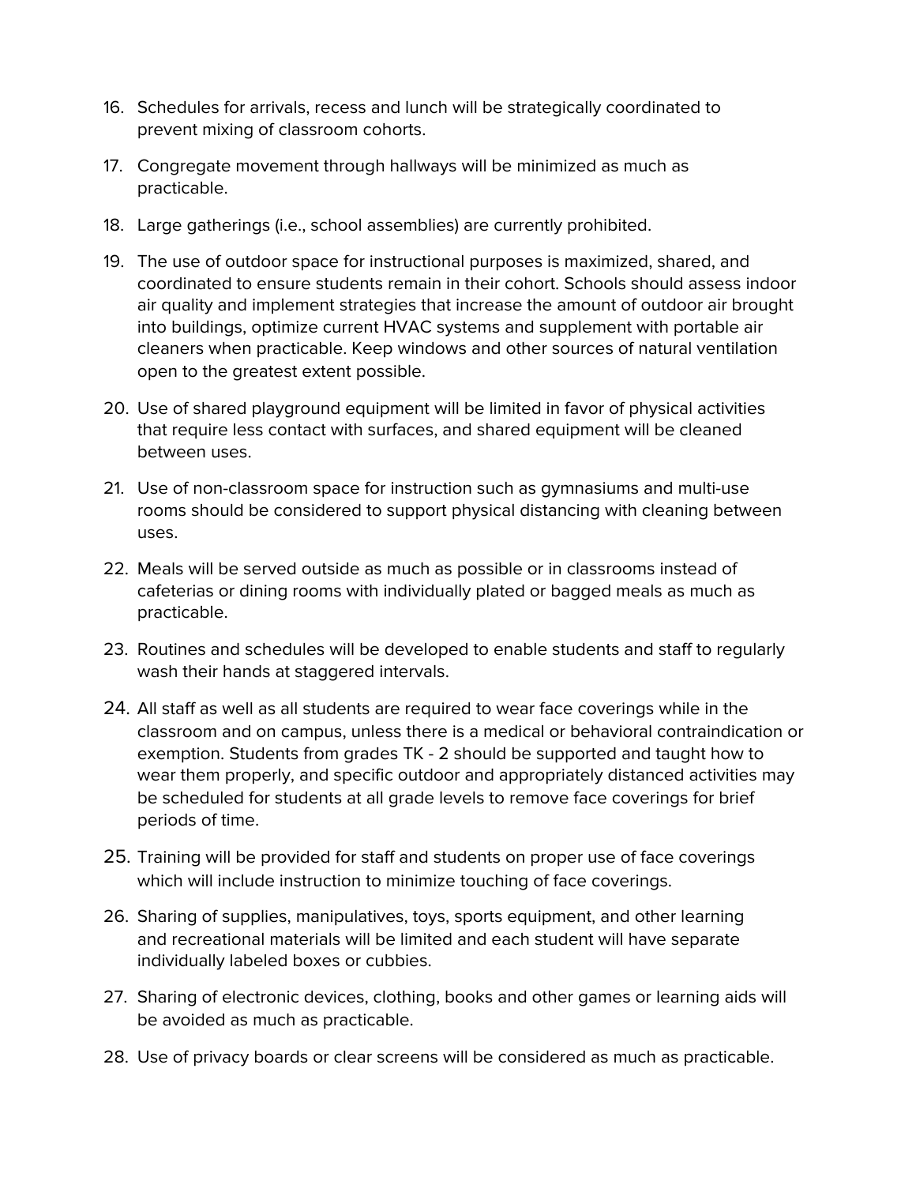16. Schedules for arrivals, recess and lunch will be strategically coordinated to prevent mixing of classroom cohorts.
17. Congregate movement through hallways will be minimized as much as practicable.
18. Large gatherings (i.e., school assemblies) are currently prohibited.
19. The use of outdoor space for instructional purposes is maximized, shared, and coordinated to ensure students remain in their cohort. Schools should assess indoor air quality and implement strategies that increase the amount of outdoor air brought into buildings, optimize current HVAC systems and supplement with portable air cleaners when practicable. Keep windows and other sources of natural ventilation open to the greatest extent possible.
20. Use of shared playground equipment will be limited in favor of physical activities that require less contact with surfaces, and shared equipment will be cleaned between uses.
21. Use of non-classroom space for instruction such as gymnasiums and multi-use rooms should be considered to support physical distancing with cleaning between uses.
22. Meals will be served outside as much as possible or in classrooms instead of cafeterias or dining rooms with individually plated or bagged meals as much as practicable.
23. Routines and schedules will be developed to enable students and staff to regularly wash their hands at staggered intervals.
24. All staff as well as all students are required to wear face coverings while in the classroom and on campus, unless there is a medical or behavioral contraindication or exemption. Students from grades TK - 2 should be supported and taught how to wear them properly, and specific outdoor and appropriately distanced activities may be scheduled for students at all grade levels to remove face coverings for brief periods of time.
25. Training will be provided for staff and students on proper use of face coverings which will include instruction to minimize touching of face coverings.
26. Sharing of supplies, manipulatives, toys, sports equipment, and other learning and recreational materials will be limited and each student will have separate individually labeled boxes or cubbies.
27. Sharing of electronic devices, clothing, books and other games or learning aids will be avoided as much as practicable.
28. Use of privacy boards or clear screens will be considered as much as practicable.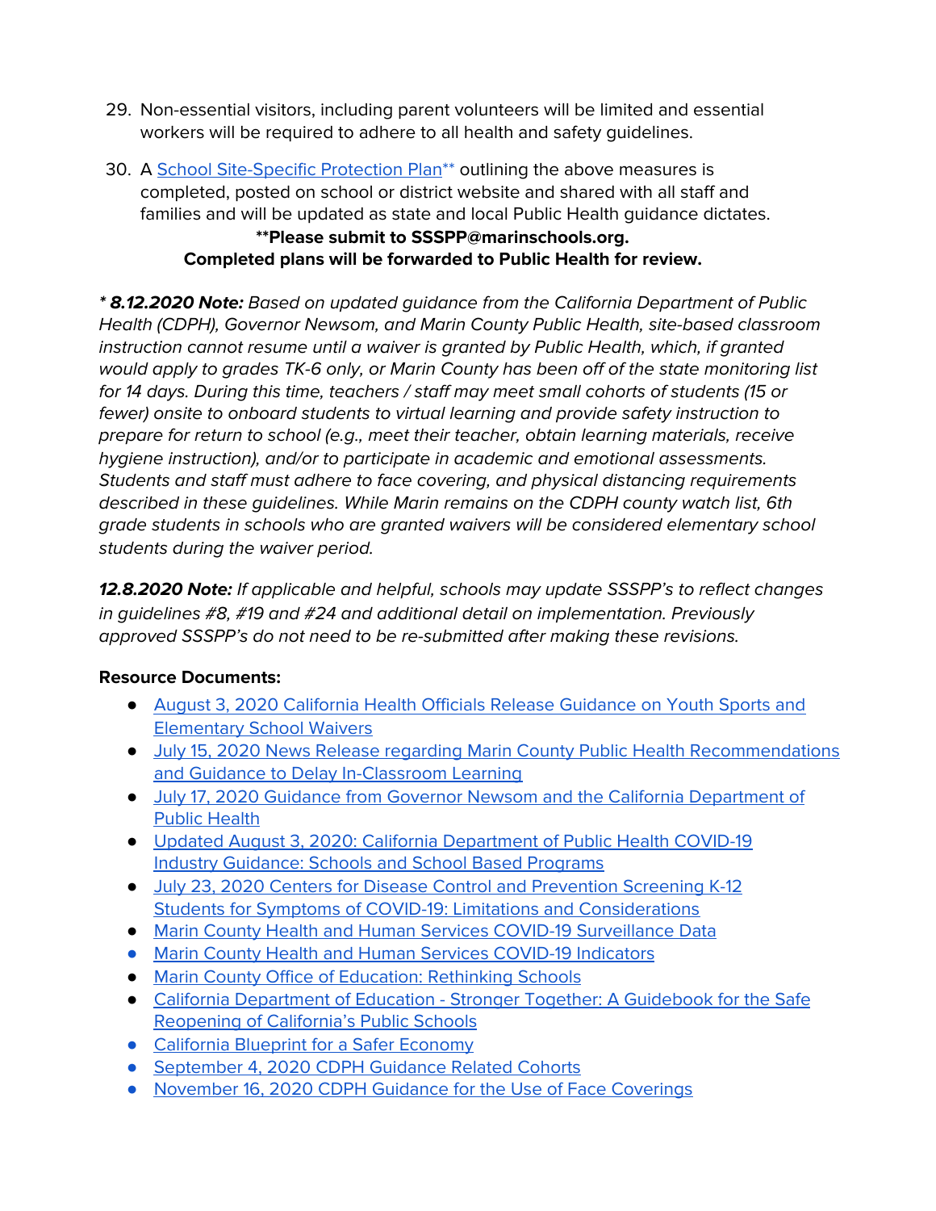29. Non-essential visitors, including parent volunteers will be limited and essential workers will be required to adhere to all health and safety guidelines.

30. A [School Site-Specific Protection Plan**](#) outlining the above measures is completed, posted on school or district website and shared with all staff and families and will be updated as state and local Public Health guidance dictates.

**\*\*Please submit to SSSPP@marinschools.org.**
**Completed plans will be forwarded to Public Health for review.**

*** 8.12.2020 Note:** *Based on updated guidance from the California Department of Public Health (CDPH), Governor Newsom, and Marin County Public Health, site-based classroom instruction cannot resume until a waiver is granted by Public Health, which, if granted would apply to grades TK-6 only, or Marin County has been off of the state monitoring list for 14 days. During this time, teachers / staff may meet small cohorts of students (15 or fewer) onsite to onboard students to virtual learning and provide safety instruction to prepare for return to school (e.g., meet their teacher, obtain learning materials, receive hygiene instruction), and/or to participate in academic and emotional assessments. Students and staff must adhere to face covering, and physical distancing requirements described in these guidelines. While Marin remains on the CDPH county watch list, 6th grade students in schools who are granted waivers will be considered elementary school students during the waiver period.*

***12.8.2020 Note:*** *If applicable and helpful, schools may update SSSPP's to reflect changes in guidelines #8, #19 and #24 and additional detail on implementation. Previously approved SSSPP's do not need to be re-submitted after making these revisions.*

**Resource Documents:**

- August 3, 2020 California Health Officials Release Guidance on Youth Sports and Elementary School Waivers
- July 15, 2020 News Release regarding Marin County Public Health Recommendations and Guidance to Delay In-Classroom Learning
- July 17, 2020 Guidance from Governor Newsom and the California Department of Public Health
- Updated August 3, 2020: California Department of Public Health COVID-19 Industry Guidance: Schools and School Based Programs
- July 23, 2020 Centers for Disease Control and Prevention Screening K-12 Students for Symptoms of COVID-19: Limitations and Considerations
- Marin County Health and Human Services COVID-19 Surveillance Data
- Marin County Health and Human Services COVID-19 Indicators
- Marin County Office of Education: Rethinking Schools
- California Department of Education - Stronger Together: A Guidebook for the Safe Reopening of California's Public Schools
- California Blueprint for a Safer Economy
- September 4, 2020 CDPH Guidance Related Cohorts
- November 16, 2020 CDPH Guidance for the Use of Face Coverings